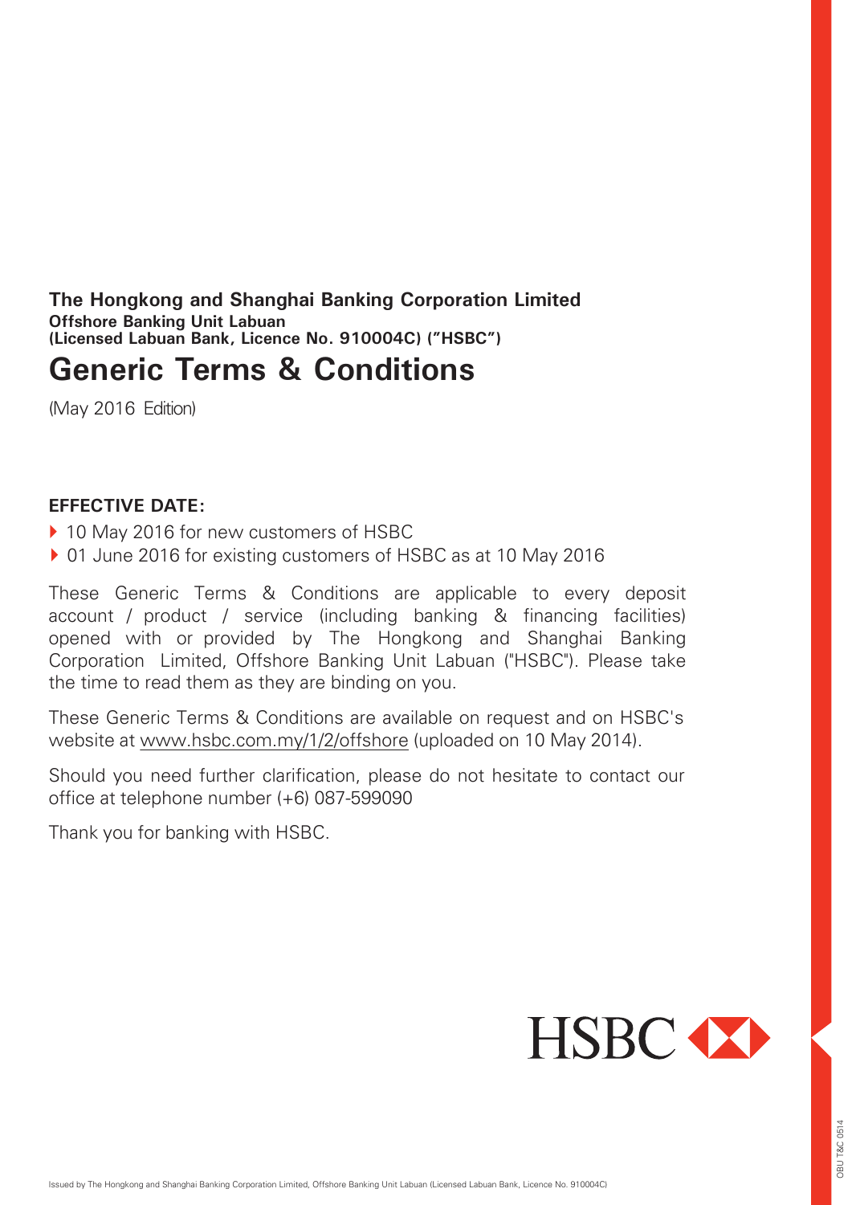**The Hongkong and Shanghai Banking Corporation Limited**
**Offshore Banking Unit Labuan**
**(Licensed Labuan Bank, Licence No. 910004C) ("HSBC")**

# Generic Terms & Conditions

(May 2016 Edition)

**EFFECTIVE DATE:**

- 10 May 2016 for new customers of HSBC
- 01 June 2016 for existing customers of HSBC as at 10 May 2016

These Generic Terms & Conditions are applicable to every deposit account / product / service (including banking & financing facilities) opened with or provided by The Hongkong and Shanghai Banking Corporation Limited, Offshore Banking Unit Labuan ("HSBC"). Please take the time to read them as they are binding on you.

These Generic Terms & Conditions are available on request and on HSBC's website at www.hsbc.com.my/1/2/offshore (uploaded on 10 May 2014).

Should you need further clarification, please do not hesitate to contact our office at telephone number (+6) 087-599090

Thank you for banking with HSBC.

HSBC

Issued by The Hongkong and Shanghai Banking Corporation Limited, Offshore Banking Unit Labuan (Licensed Labuan Bank, Licence No. 910004C)

OBU T&C 0514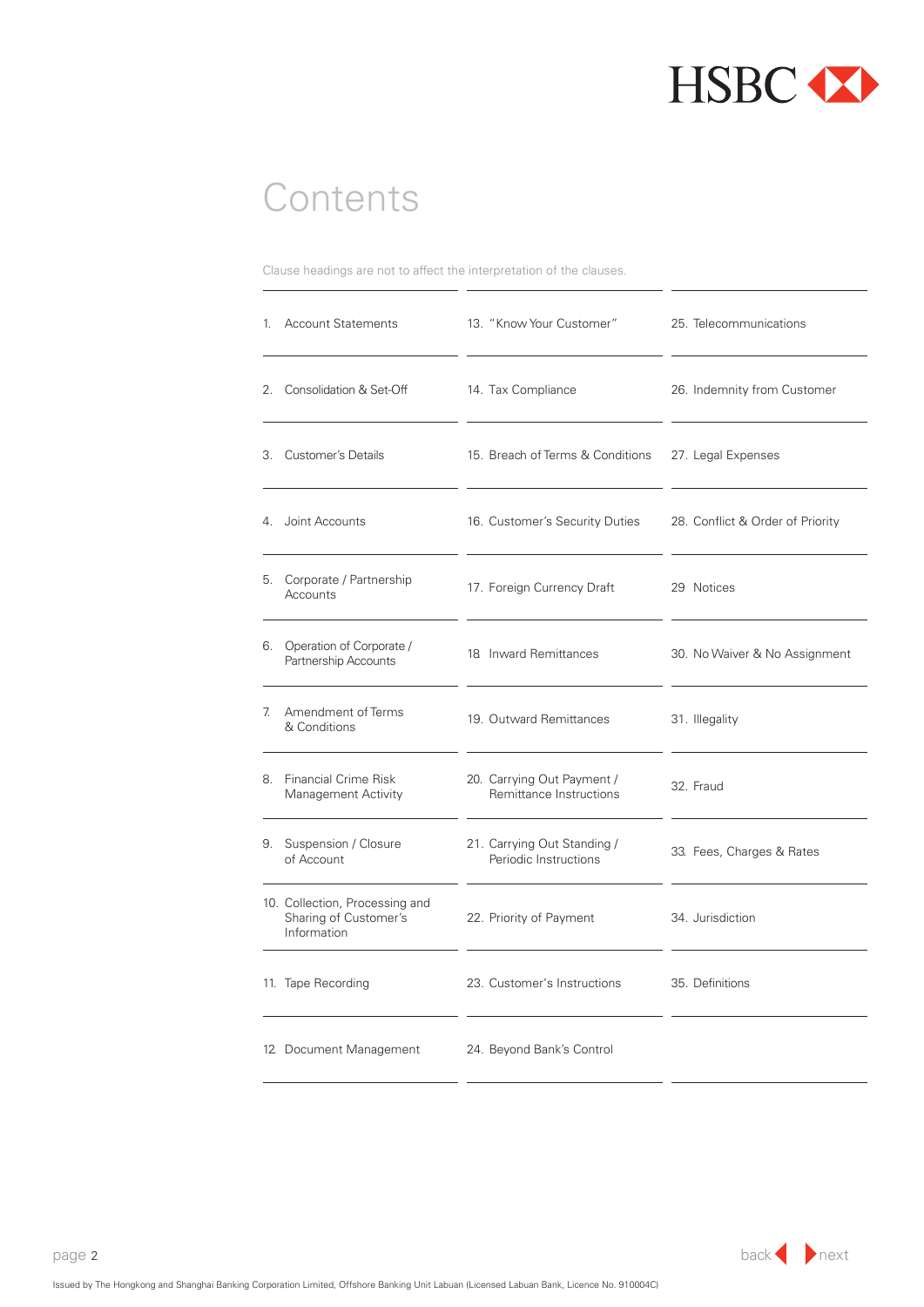# Contents

Clause headings are not to affect the interpretation of the clauses.

1. Account Statements
2. Consolidation & Set-Off
3. Customer's Details
4. Joint Accounts
5. Corporate / Partnership Accounts
6. Operation of Corporate / Partnership Accounts
7. Amendment of Terms & Conditions
8. Financial Crime Risk Management Activity
9. Suspension / Closure of Account
10. Collection, Processing and Sharing of Customer's Information
11. Tape Recording
12. Document Management
13. "Know Your Customer"
14. Tax Compliance
15. Breach of Terms & Conditions
16. Customer's Security Duties
17. Foreign Currency Draft
18. Inward Remittances
19. Outward Remittances
20. Carrying Out Payment / Remittance Instructions
21. Carrying Out Standing / Periodic Instructions
22. Priority of Payment
23. Customer's Instructions
24. Beyond Bank's Control
25. Telecommunications
26. Indemnity from Customer
27. Legal Expenses
28. Conflict & Order of Priority
29. Notices
30. No Waiver & No Assignment
31. Illegality
32. Fraud
33. Fees, Charges & Rates
34. Jurisdiction
35. Definitions

Issued by The Hongkong and Shanghai Banking Corporation Limited, Offshore Banking Unit Labuan (Licensed Labuan Bank, Licence No. 910004C)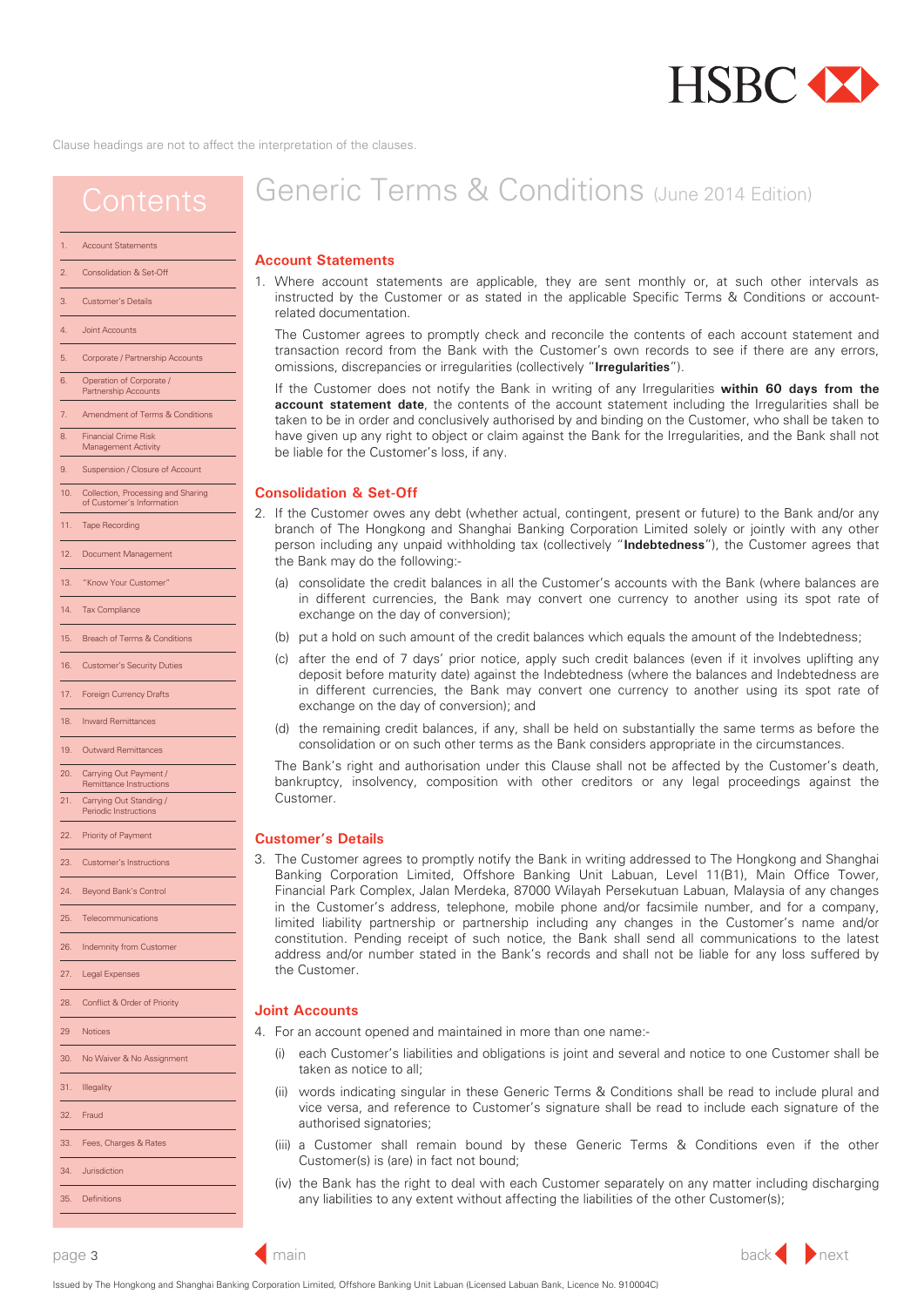Clause headings are not to affect the interpretation of the clauses.

## Contents

1. Account Statements
2. Consolidation & Set-Off
3. Customer's Details
4. Joint Accounts
5. Corporate / Partnership Accounts
6. Operation of Corporate / Partnership Accounts
7. Amendment of Terms & Conditions
8. Financial Crime Risk Management Activity
9. Suspension / Closure of Account
10. Collection, Processing and Sharing of Customer's Information
11. Tape Recording
12. Document Management
13. "Know Your Customer"
14. Tax Compliance
15. Breach of Terms & Conditions
16. Customer's Security Duties
17. Foreign Currency Drafts
18. Inward Remittances
19. Outward Remittances
20. Carrying Out Payment / Remittance Instructions
21. Carrying Out Standing / Periodic Instructions
22. Priority of Payment
23. Customer's Instructions
24. Beyond Bank's Control
25. Telecommunications
26. Indemnity from Customer
27. Legal Expenses
28. Conflict & Order of Priority
29. Notices
30. No Waiver & No Assignment
31. Illegality
32. Fraud
33. Fees, Charges & Rates
34. Jurisdiction
35. Definitions

# Generic Terms & Conditions (June 2014 Edition)

## Account Statements

1. Where account statements are applicable, they are sent monthly or, at such other intervals as instructed by the Customer or as stated in the applicable Specific Terms & Conditions or account-related documentation.

   The Customer agrees to promptly check and reconcile the contents of each account statement and transaction record from the Bank with the Customer's own records to see if there are any errors, omissions, discrepancies or irregularities (collectively "**Irregularities**").

   If the Customer does not notify the Bank in writing of any Irregularities **within 60 days from the account statement date**, the contents of the account statement including the Irregularities shall be taken to be in order and conclusively authorised by and binding on the Customer, who shall be taken to have given up any right to object or claim against the Bank for the Irregularities, and the Bank shall not be liable for the Customer's loss, if any.

## Consolidation & Set-Off

2. If the Customer owes any debt (whether actual, contingent, present or future) to the Bank and/or any branch of The Hongkong and Shanghai Banking Corporation Limited solely or jointly with any other person including any unpaid withholding tax (collectively "**Indebtedness**"), the Customer agrees that the Bank may do the following:-

   (a) consolidate the credit balances in all the Customer's accounts with the Bank (where balances are in different currencies, the Bank may convert one currency to another using its spot rate of exchange on the day of conversion);

   (b) put a hold on such amount of the credit balances which equals the amount of the Indebtedness;

   (c) after the end of 7 days' prior notice, apply such credit balances (even if it involves uplifting any deposit before maturity date) against the Indebtedness (where the balances and Indebtedness are in different currencies, the Bank may convert one currency to another using its spot rate of exchange on the day of conversion); and

   (d) the remaining credit balances, if any, shall be held on substantially the same terms as before the consolidation or on such other terms as the Bank considers appropriate in the circumstances.

   The Bank's right and authorisation under this Clause shall not be affected by the Customer's death, bankruptcy, insolvency, composition with other creditors or any legal proceedings against the Customer.

## Customer's Details

3. The Customer agrees to promptly notify the Bank in writing addressed to The Hongkong and Shanghai Banking Corporation Limited, Offshore Banking Unit Labuan, Level 11(B1), Main Office Tower, Financial Park Complex, Jalan Merdeka, 87000 Wilayah Persekutuan Labuan, Malaysia of any changes in the Customer's address, telephone, mobile phone and/or facsimile number, and for a company, limited liability partnership or partnership including any changes in the Customer's name and/or constitution. Pending receipt of such notice, the Bank shall send all communications to the latest address and/or number stated in the Bank's records and shall not be liable for any loss suffered by the Customer.

## Joint Accounts

4. For an account opened and maintained in more than one name:-

   (i) each Customer's liabilities and obligations is joint and several and notice to one Customer shall be taken as notice to all;

   (ii) words indicating singular in these Generic Terms & Conditions shall be read to include plural and vice versa, and reference to Customer's signature shall be read to include each signature of the authorised signatories;

   (iii) a Customer shall remain bound by these Generic Terms & Conditions even if the other Customer(s) is (are) in fact not bound;

   (iv) the Bank has the right to deal with each Customer separately on any matter including discharging any liabilities to any extent without affecting the liabilities of the other Customer(s);

Issued by The Hongkong and Shanghai Banking Corporation Limited, Offshore Banking Unit Labuan (Licensed Labuan Bank, Licence No. 910004C)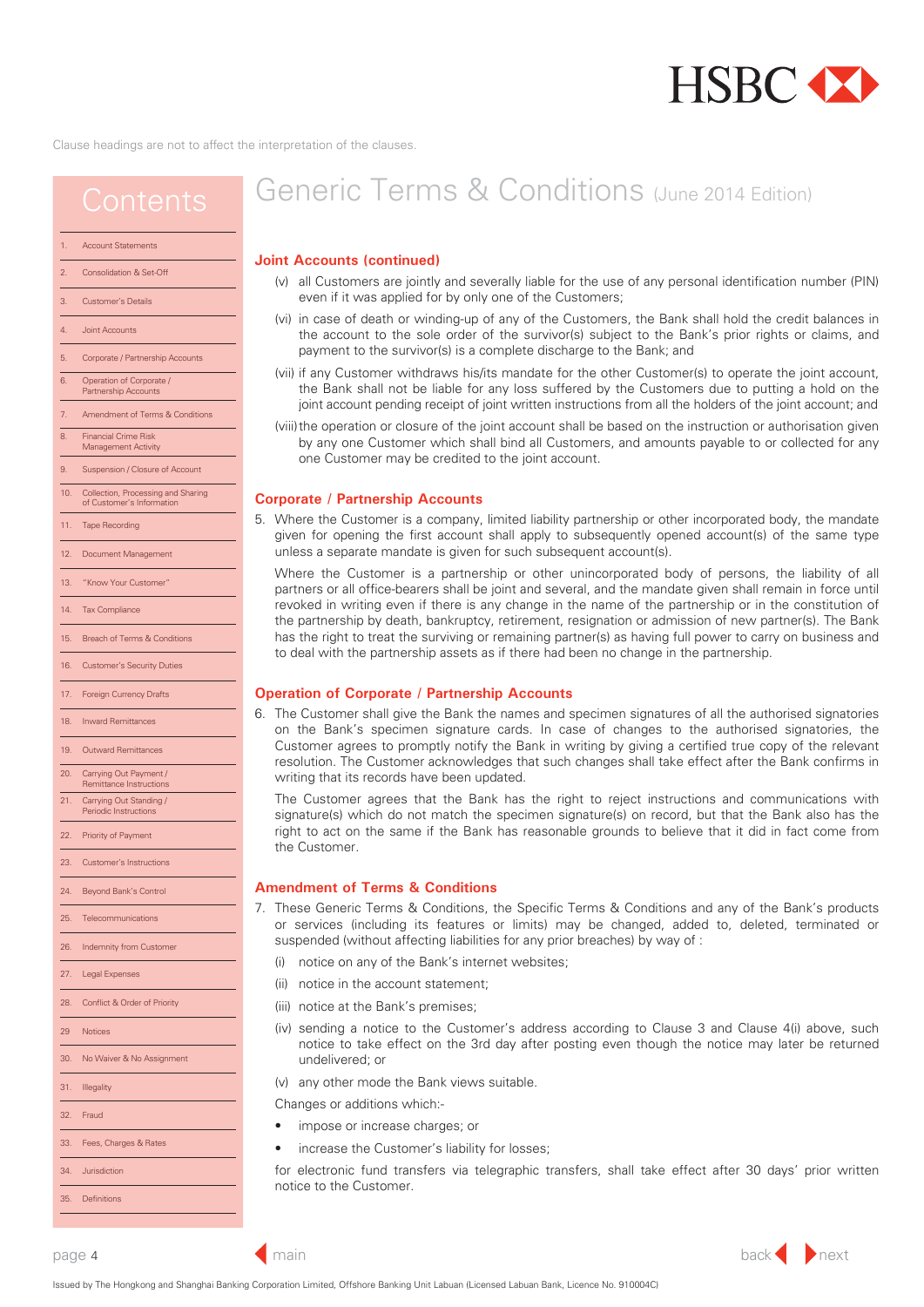Clause headings are not to affect the interpretation of the clauses.

# Generic Terms & Conditions (June 2014 Edition)

## Contents

1. Account Statements
2. Consolidation & Set-Off
3. Customer's Details
4. Joint Accounts
5. Corporate / Partnership Accounts
6. Operation of Corporate / Partnership Accounts
7. Amendment of Terms & Conditions
8. Financial Crime Risk Management Activity
9. Suspension / Closure of Account
10. Collection, Processing and Sharing of Customer's Information
11. Tape Recording
12. Document Management
13. "Know Your Customer"
14. Tax Compliance
15. Breach of Terms & Conditions
16. Customer's Security Duties
17. Foreign Currency Drafts
18. Inward Remittances
19. Outward Remittances
20. Carrying Out Payment / Remittance Instructions
21. Carrying Out Standing / Periodic Instructions
22. Priority of Payment
23. Customer's Instructions
24. Beyond Bank's Control
25. Telecommunications
26. Indemnity from Customer
27. Legal Expenses
28. Conflict & Order of Priority
29. Notices
30. No Waiver & No Assignment
31. Illegality
32. Fraud
33. Fees, Charges & Rates
34. Jurisdiction
35. Definitions

### Joint Accounts (continued)

(v) all Customers are jointly and severally liable for the use of any personal identification number (PIN) even if it was applied for by only one of the Customers;

(vi) in case of death or winding-up of any of the Customers, the Bank shall hold the credit balances in the account to the sole order of the survivor(s) subject to the Bank's prior rights or claims, and payment to the survivor(s) is a complete discharge to the Bank; and

(vii) if any Customer withdraws his/its mandate for the other Customer(s) to operate the joint account, the Bank shall not be liable for any loss suffered by the Customers due to putting a hold on the joint account pending receipt of joint written instructions from all the holders of the joint account; and

(viii) the operation or closure of the joint account shall be based on the instruction or authorisation given by any one Customer which shall bind all Customers, and amounts payable to or collected for any one Customer may be credited to the joint account.

### Corporate / Partnership Accounts

5. Where the Customer is a company, limited liability partnership or other incorporated body, the mandate given for opening the first account shall apply to subsequently opened account(s) of the same type unless a separate mandate is given for such subsequent account(s).

   Where the Customer is a partnership or other unincorporated body of persons, the liability of all partners or all office-bearers shall be joint and several, and the mandate given shall remain in force until revoked in writing even if there is any change in the name of the partnership or in the constitution of the partnership by death, bankruptcy, retirement, resignation or admission of new partner(s). The Bank has the right to treat the surviving or remaining partner(s) as having full power to carry on business and to deal with the partnership assets as if there had been no change in the partnership.

### Operation of Corporate / Partnership Accounts

6. The Customer shall give the Bank the names and specimen signatures of all the authorised signatories on the Bank's specimen signature cards. In case of changes to the authorised signatories, the Customer agrees to promptly notify the Bank in writing by giving a certified true copy of the relevant resolution. The Customer acknowledges that such changes shall take effect after the Bank confirms in writing that its records have been updated.

   The Customer agrees that the Bank has the right to reject instructions and communications with signature(s) which do not match the specimen signature(s) on record, but that the Bank also has the right to act on the same if the Bank has reasonable grounds to believe that it did in fact come from the Customer.

### Amendment of Terms & Conditions

7. These Generic Terms & Conditions, the Specific Terms & Conditions and any of the Bank's products or services (including its features or limits) may be changed, added to, deleted, terminated or suspended (without affecting liabilities for any prior breaches) by way of :

   (i) notice on any of the Bank's internet websites;

   (ii) notice in the account statement;

   (iii) notice at the Bank's premises;

   (iv) sending a notice to the Customer's address according to Clause 3 and Clause 4(i) above, such notice to take effect on the 3rd day after posting even though the notice may later be returned undelivered; or

   (v) any other mode the Bank views suitable.

   Changes or additions which:-

   - impose or increase charges; or
   - increase the Customer's liability for losses;

   for electronic fund transfers via telegraphic transfers, shall take effect after 30 days' prior written notice to the Customer.

Issued by The Hongkong and Shanghai Banking Corporation Limited, Offshore Banking Unit Labuan (Licensed Labuan Bank, Licence No. 910004C)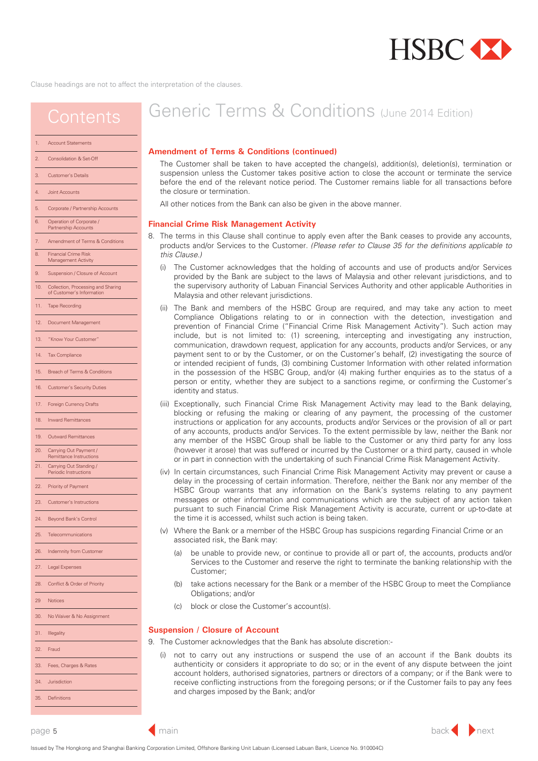Clause headings are not to affect the interpretation of the clauses.

## Contents

1. Account Statements
2. Consolidation & Set-Off
3. Customer's Details
4. Joint Accounts
5. Corporate / Partnership Accounts
6. Operation of Corporate / Partnership Accounts
7. Amendment of Terms & Conditions
8. Financial Crime Risk Management Activity
9. Suspension / Closure of Account
10. Collection, Processing and Sharing of Customer's Information
11. Tape Recording
12. Document Management
13. "Know Your Customer"
14. Tax Compliance
15. Breach of Terms & Conditions
16. Customer's Security Duties
17. Foreign Currency Drafts
18. Inward Remittances
19. Outward Remittances
20. Carrying Out Payment / Remittance Instructions
21. Carrying Out Standing / Periodic Instructions
22. Priority of Payment
23. Customer's Instructions
24. Beyond Bank's Control
25. Telecommunications
26. Indemnity from Customer
27. Legal Expenses
28. Conflict & Order of Priority
29. Notices
30. No Waiver & No Assignment
31. Illegality
32. Fraud
33. Fees, Charges & Rates
34. Jurisdiction
35. Definitions

# Generic Terms & Conditions (June 2014 Edition)

### Amendment of Terms & Conditions (continued)

The Customer shall be taken to have accepted the change(s), addition(s), deletion(s), termination or suspension unless the Customer takes positive action to close the account or terminate the service before the end of the relevant notice period. The Customer remains liable for all transactions before the closure or termination.

All other notices from the Bank can also be given in the above manner.

### Financial Crime Risk Management Activity

8. The terms in this Clause shall continue to apply even after the Bank ceases to provide any accounts, products and/or Services to the Customer. *(Please refer to Clause 35 for the definitions applicable to this Clause.)*

   (i) The Customer acknowledges that the holding of accounts and use of products and/or Services provided by the Bank are subject to the laws of Malaysia and other relevant jurisdictions, and to the supervisory authority of Labuan Financial Services Authority and other applicable Authorities in Malaysia and other relevant jurisdictions.

   (ii) The Bank and members of the HSBC Group are required, and may take any action to meet Compliance Obligations relating to or in connection with the detection, investigation and prevention of Financial Crime ("Financial Crime Risk Management Activity"). Such action may include, but is not limited to: (1) screening, intercepting and investigating any instruction, communication, drawdown request, application for any accounts, products and/or Services, or any payment sent to or by the Customer, or on the Customer's behalf, (2) investigating the source of or intended recipient of funds, (3) combining Customer Information with other related information in the possession of the HSBC Group, and/or (4) making further enquiries as to the status of a person or entity, whether they are subject to a sanctions regime, or confirming the Customer's identity and status.

   (iii) Exceptionally, such Financial Crime Risk Management Activity may lead to the Bank delaying, blocking or refusing the making or clearing of any payment, the processing of the customer instructions or application for any accounts, products and/or Services or the provision of all or part of any accounts, products and/or Services. To the extent permissible by law, neither the Bank nor any member of the HSBC Group shall be liable to the Customer or any third party for any loss (however it arose) that was suffered or incurred by the Customer or a third party, caused in whole or in part in connection with the undertaking of such Financial Crime Risk Management Activity.

   (iv) In certain circumstances, such Financial Crime Risk Management Activity may prevent or cause a delay in the processing of certain information. Therefore, neither the Bank nor any member of the HSBC Group warrants that any information on the Bank's systems relating to any payment messages or other information and communications which are the subject of any action taken pursuant to such Financial Crime Risk Management Activity is accurate, current or up-to-date at the time it is accessed, whilst such action is being taken.

   (v) Where the Bank or a member of the HSBC Group has suspicions regarding Financial Crime or an associated risk, the Bank may:

      (a) be unable to provide new, or continue to provide all or part of, the accounts, products and/or Services to the Customer and reserve the right to terminate the banking relationship with the Customer;

      (b) take actions necessary for the Bank or a member of the HSBC Group to meet the Compliance Obligations; and/or

      (c) block or close the Customer's account(s).

### Suspension / Closure of Account

9. The Customer acknowledges that the Bank has absolute discretion:-

   (i) not to carry out any instructions or suspend the use of an account if the Bank doubts its authenticity or considers it appropriate to do so; or in the event of any dispute between the joint account holders, authorised signatories, partners or directors of a company; or if the Bank were to receive conflicting instructions from the foregoing persons; or if the Customer fails to pay any fees and charges imposed by the Bank; and/or

Issued by The Hongkong and Shanghai Banking Corporation Limited, Offshore Banking Unit Labuan (Licensed Labuan Bank, Licence No. 910004C)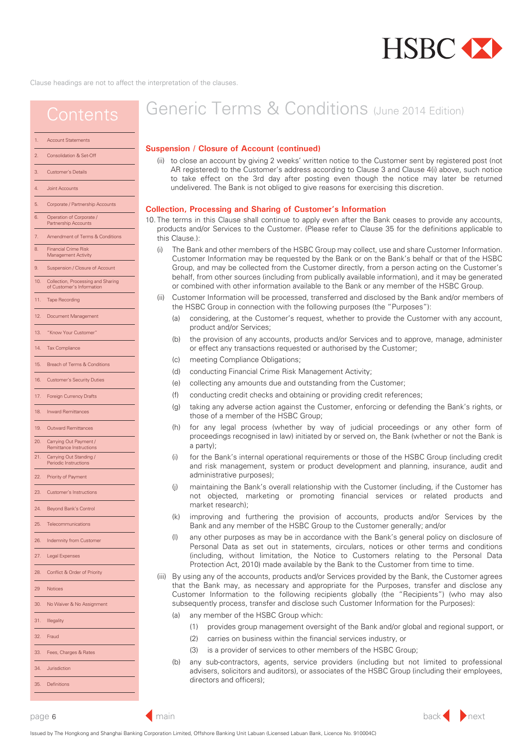Clause headings are not to affect the interpretation of the clauses.

# Generic Terms & Conditions (June 2014 Edition)

## Contents

1. Account Statements
2. Consolidation & Set-Off
3. Customer's Details
4. Joint Accounts
5. Corporate / Partnership Accounts
6. Operation of Corporate / Partnership Accounts
7. Amendment of Terms & Conditions
8. Financial Crime Risk Management Activity
9. Suspension / Closure of Account
10. Collection, Processing and Sharing of Customer's Information
11. Tape Recording
12. Document Management
13. "Know Your Customer"
14. Tax Compliance
15. Breach of Terms & Conditions
16. Customer's Security Duties
17. Foreign Currency Drafts
18. Inward Remittances
19. Outward Remittances
20. Carrying Out Payment / Remittance Instructions
21. Carrying Out Standing / Periodic Instructions
22. Priority of Payment
23. Customer's Instructions
24. Beyond Bank's Control
25. Telecommunications
26. Indemnity from Customer
27. Legal Expenses
28. Conflict & Order of Priority
29. Notices
30. No Waiver & No Assignment
31. Illegality
32. Fraud
33. Fees, Charges & Rates
34. Jurisdiction
35. Definitions

### Suspension / Closure of Account (continued)

(ii) to close an account by giving 2 weeks' written notice to the Customer sent by registered post (not AR registered) to the Customer's address according to Clause 3 and Clause 4(i) above, such notice to take effect on the 3rd day after posting even though the notice may later be returned undelivered. The Bank is not obliged to give reasons for exercising this discretion.

### Collection, Processing and Sharing of Customer's Information

10. The terms in this Clause shall continue to apply even after the Bank ceases to provide any accounts, products and/or Services to the Customer. (Please refer to Clause 35 for the definitions applicable to this Clause.):

(i) The Bank and other members of the HSBC Group may collect, use and share Customer Information. Customer Information may be requested by the Bank or on the Bank's behalf or that of the HSBC Group, and may be collected from the Customer directly, from a person acting on the Customer's behalf, from other sources (including from publically available information), and it may be generated or combined with other information available to the Bank or any member of the HSBC Group.

(ii) Customer Information will be processed, transferred and disclosed by the Bank and/or members of the HSBC Group in connection with the following purposes (the "Purposes"):

(a) considering, at the Customer's request, whether to provide the Customer with any account, product and/or Services;

(b) the provision of any accounts, products and/or Services and to approve, manage, administer or effect any transactions requested or authorised by the Customer;

(c) meeting Compliance Obligations;

(d) conducting Financial Crime Risk Management Activity;

(e) collecting any amounts due and outstanding from the Customer;

(f) conducting credit checks and obtaining or providing credit references;

(g) taking any adverse action against the Customer, enforcing or defending the Bank's rights, or those of a member of the HSBC Group;

(h) for any legal process (whether by way of judicial proceedings or any other form of proceedings recognised in law) initiated by or served on, the Bank (whether or not the Bank is a party);

(i) for the Bank's internal operational requirements or those of the HSBC Group (including credit and risk management, system or product development and planning, insurance, audit and administrative purposes);

(j) maintaining the Bank's overall relationship with the Customer (including, if the Customer has not objected, marketing or promoting financial services or related products and market research);

(k) improving and furthering the provision of accounts, products and/or Services by the Bank and any member of the HSBC Group to the Customer generally; and/or

(l) any other purposes as may be in accordance with the Bank's general policy on disclosure of Personal Data as set out in statements, circulars, notices or other terms and conditions (including, without limitation, the Notice to Customers relating to the Personal Data Protection Act, 2010) made available by the Bank to the Customer from time to time.

(iii) By using any of the accounts, products and/or Services provided by the Bank, the Customer agrees that the Bank may, as necessary and appropriate for the Purposes, transfer and disclose any Customer Information to the following recipients globally (the "Recipients") (who may also subsequently process, transfer and disclose such Customer Information for the Purposes):

(a) any member of the HSBC Group which:

(1) provides group management oversight of the Bank and/or global and regional support, or

(2) carries on business within the financial services industry, or

(3) is a provider of services to other members of the HSBC Group;

(b) any sub-contractors, agents, service providers (including but not limited to professional advisers, solicitors and auditors), or associates of the HSBC Group (including their employees, directors and officers);

Issued by The Hongkong and Shanghai Banking Corporation Limited, Offshore Banking Unit Labuan (Licensed Labuan Bank, Licence No. 910004C)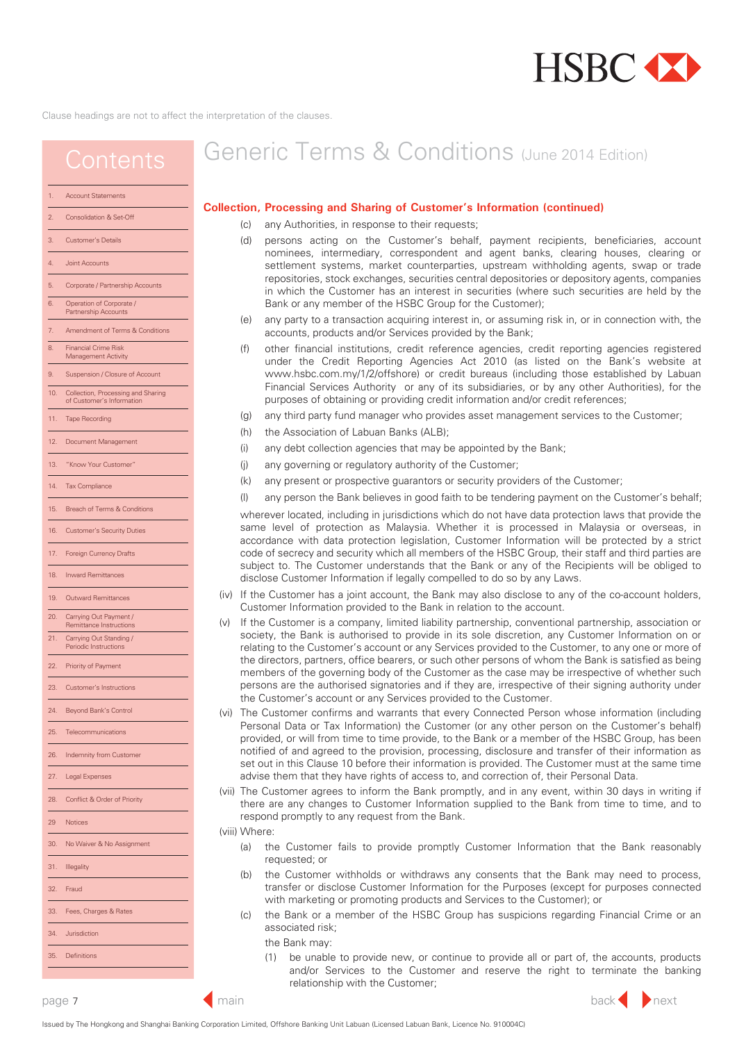Clause headings are not to affect the interpretation of the clauses.

# Generic Terms & Conditions (June 2014 Edition)

## Contents

1. Account Statements
2. Consolidation & Set-Off
3. Customer's Details
4. Joint Accounts
5. Corporate / Partnership Accounts
6. Operation of Corporate / Partnership Accounts
7. Amendment of Terms & Conditions
8. Financial Crime Risk Management Activity
9. Suspension / Closure of Account
10. Collection, Processing and Sharing of Customer's Information
11. Tape Recording
12. Document Management
13. "Know Your Customer"
14. Tax Compliance
15. Breach of Terms & Conditions
16. Customer's Security Duties
17. Foreign Currency Drafts
18. Inward Remittances
19. Outward Remittances
20. Carrying Out Payment / Remittance Instructions
21. Carrying Out Standing / Periodic Instructions
22. Priority of Payment
23. Customer's Instructions
24. Beyond Bank's Control
25. Telecommunications
26. Indemnity from Customer
27. Legal Expenses
28. Conflict & Order of Priority
29. Notices
30. No Waiver & No Assignment
31. Illegality
32. Fraud
33. Fees, Charges & Rates
34. Jurisdiction
35. Definitions

### Collection, Processing and Sharing of Customer's Information (continued)

(c) any Authorities, in response to their requests;

(d) persons acting on the Customer's behalf, payment recipients, beneficiaries, account nominees, intermediary, correspondent and agent banks, clearing houses, clearing or settlement systems, market counterparties, upstream withholding agents, swap or trade repositories, stock exchanges, securities central depositories or depository agents, companies in which the Customer has an interest in securities (where such securities are held by the Bank or any member of the HSBC Group for the Customer);

(e) any party to a transaction acquiring interest in, or assuming risk in, or in connection with, the accounts, products and/or Services provided by the Bank;

(f) other financial institutions, credit reference agencies, credit reporting agencies registered under the Credit Reporting Agencies Act 2010 (as listed on the Bank's website at www.hsbc.com.my/1/2/offshore) or credit bureaus (including those established by Labuan Financial Services Authority or any of its subsidiaries, or by any other Authorities), for the purposes of obtaining or providing credit information and/or credit references;

(g) any third party fund manager who provides asset management services to the Customer;

(h) the Association of Labuan Banks (ALB);

(i) any debt collection agencies that may be appointed by the Bank;

(j) any governing or regulatory authority of the Customer;

(k) any present or prospective guarantors or security providers of the Customer;

(l) any person the Bank believes in good faith to be tendering payment on the Customer's behalf;

wherever located, including in jurisdictions which do not have data protection laws that provide the same level of protection as Malaysia. Whether it is processed in Malaysia or overseas, in accordance with data protection legislation, Customer Information will be protected by a strict code of secrecy and security which all members of the HSBC Group, their staff and third parties are subject to. The Customer understands that the Bank or any of the Recipients will be obliged to disclose Customer Information if legally compelled to do so by any Laws.

(iv) If the Customer has a joint account, the Bank may also disclose to any of the co-account holders, Customer Information provided to the Bank in relation to the account.

(v) If the Customer is a company, limited liability partnership, conventional partnership, association or society, the Bank is authorised to provide in its sole discretion, any Customer Information on or relating to the Customer's account or any Services provided to the Customer, to any one or more of the directors, partners, office bearers, or such other persons of whom the Bank is satisfied as being members of the governing body of the Customer as the case may be irrespective of whether such persons are the authorised signatories and if they are, irrespective of their signing authority under the Customer's account or any Services provided to the Customer.

(vi) The Customer confirms and warrants that every Connected Person whose information (including Personal Data or Tax Information) the Customer (or any other person on the Customer's behalf) provided, or will from time to time provide, to the Bank or a member of the HSBC Group, has been notified of and agreed to the provision, processing, disclosure and transfer of their information as set out in this Clause 10 before their information is provided. The Customer must at the same time advise them that they have rights of access to, and correction of, their Personal Data.

(vii) The Customer agrees to inform the Bank promptly, and in any event, within 30 days in writing if there are any changes to Customer Information supplied to the Bank from time to time, and to respond promptly to any request from the Bank.

(viii) Where:

(a) the Customer fails to provide promptly Customer Information that the Bank reasonably requested; or

(b) the Customer withholds or withdraws any consents that the Bank may need to process, transfer or disclose Customer Information for the Purposes (except for purposes connected with marketing or promoting products and Services to the Customer); or

(c) the Bank or a member of the HSBC Group has suspicions regarding Financial Crime or an associated risk;

the Bank may:

(1) be unable to provide new, or continue to provide all or part of, the accounts, products and/or Services to the Customer and reserve the right to terminate the banking relationship with the Customer;

Issued by The Hongkong and Shanghai Banking Corporation Limited, Offshore Banking Unit Labuan (Licensed Labuan Bank, Licence No. 910004C)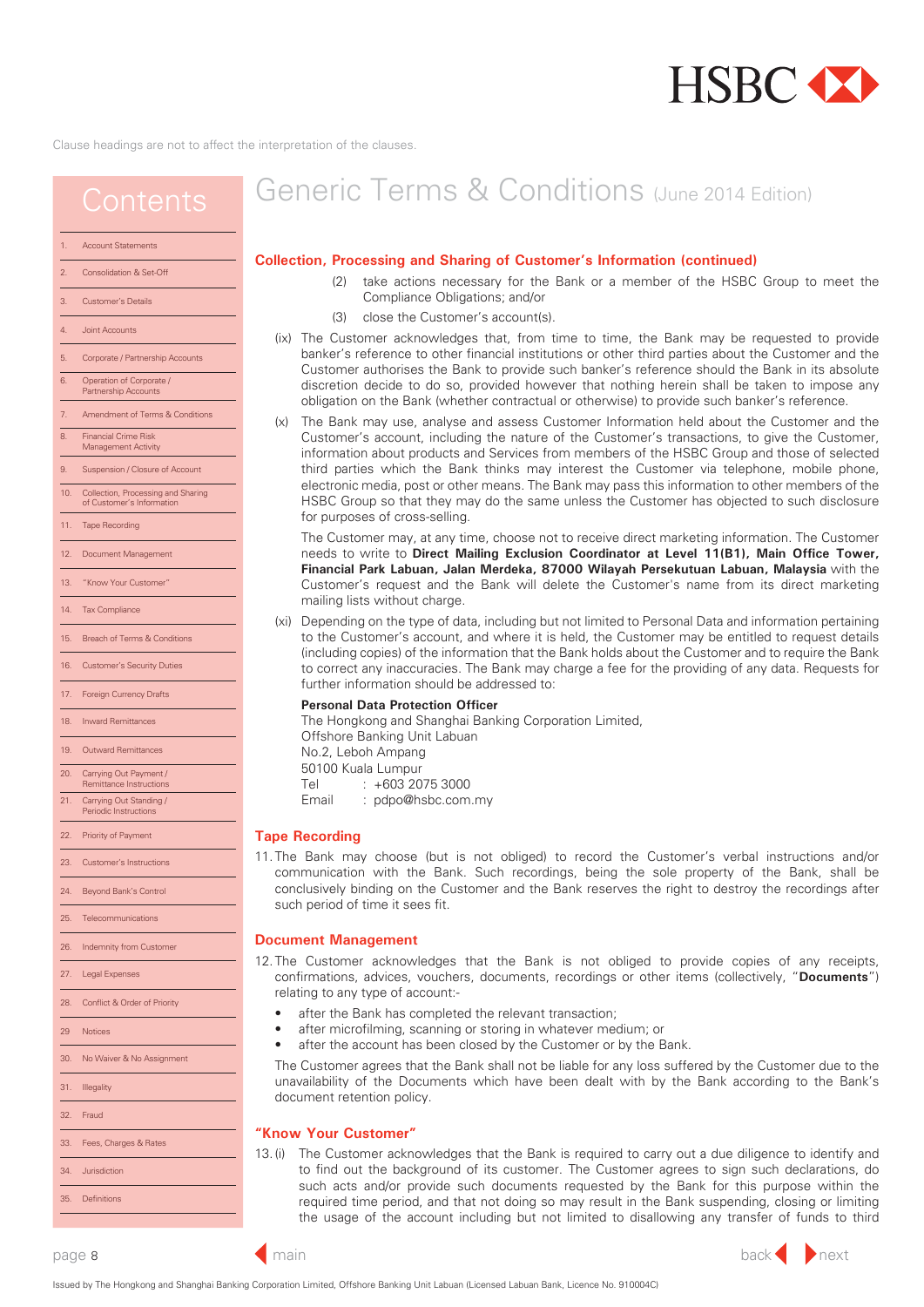Clause headings are not to affect the interpretation of the clauses.

# Generic Terms & Conditions (June 2014 Edition)

## Contents

1. Account Statements
2. Consolidation & Set-Off
3. Customer's Details
4. Joint Accounts
5. Corporate / Partnership Accounts
6. Operation of Corporate / Partnership Accounts
7. Amendment of Terms & Conditions
8. Financial Crime Risk Management Activity
9. Suspension / Closure of Account
10. Collection, Processing and Sharing of Customer's Information
11. Tape Recording
12. Document Management
13. "Know Your Customer"
14. Tax Compliance
15. Breach of Terms & Conditions
16. Customer's Security Duties
17. Foreign Currency Drafts
18. Inward Remittances
19. Outward Remittances
20. Carrying Out Payment / Remittance Instructions
21. Carrying Out Standing / Periodic Instructions
22. Priority of Payment
23. Customer's Instructions
24. Beyond Bank's Control
25. Telecommunications
26. Indemnity from Customer
27. Legal Expenses
28. Conflict & Order of Priority
29. Notices
30. No Waiver & No Assignment
31. Illegality
32. Fraud
33. Fees, Charges & Rates
34. Jurisdiction
35. Definitions

## Collection, Processing and Sharing of Customer's Information (continued)

(2) take actions necessary for the Bank or a member of the HSBC Group to meet the Compliance Obligations; and/or

(3) close the Customer's account(s).

(ix) The Customer acknowledges that, from time to time, the Bank may be requested to provide banker's reference to other financial institutions or other third parties about the Customer and the Customer authorises the Bank to provide such banker's reference should the Bank in its absolute discretion decide to do so, provided however that nothing herein shall be taken to impose any obligation on the Bank (whether contractual or otherwise) to provide such banker's reference.

(x) The Bank may use, analyse and assess Customer Information held about the Customer and the Customer's account, including the nature of the Customer's transactions, to give the Customer, information about products and Services from members of the HSBC Group and those of selected third parties which the Bank thinks may interest the Customer via telephone, mobile phone, electronic media, post or other means. The Bank may pass this information to other members of the HSBC Group so that they may do the same unless the Customer has objected to such disclosure for purposes of cross-selling.

The Customer may, at any time, choose not to receive direct marketing information. The Customer needs to write to **Direct Mailing Exclusion Coordinator at Level 11(B1), Main Office Tower, Financial Park Labuan, Jalan Merdeka, 87000 Wilayah Persekutuan Labuan, Malaysia** with the Customer's request and the Bank will delete the Customer's name from its direct marketing mailing lists without charge.

(xi) Depending on the type of data, including but not limited to Personal Data and information pertaining to the Customer's account, and where it is held, the Customer may be entitled to request details (including copies) of the information that the Bank holds about the Customer and to require the Bank to correct any inaccuracies. The Bank may charge a fee for the providing of any data. Requests for further information should be addressed to:

**Personal Data Protection Officer**
The Hongkong and Shanghai Banking Corporation Limited,
Offshore Banking Unit Labuan
No.2, Leboh Ampang
50100 Kuala Lumpur
Tel : +603 2075 3000
Email : pdpo@hsbc.com.my

## Tape Recording

11. The Bank may choose (but is not obliged) to record the Customer's verbal instructions and/or communication with the Bank. Such recordings, being the sole property of the Bank, shall be conclusively binding on the Customer and the Bank reserves the right to destroy the recordings after such period of time it sees fit.

## Document Management

12. The Customer acknowledges that the Bank is not obliged to provide copies of any receipts, confirmations, advices, vouchers, documents, recordings or other items (collectively, "**Documents**") relating to any type of account:-

- after the Bank has completed the relevant transaction;
- after microfilming, scanning or storing in whatever medium; or
- after the account has been closed by the Customer or by the Bank.

The Customer agrees that the Bank shall not be liable for any loss suffered by the Customer due to the unavailability of the Documents which have been dealt with by the Bank according to the Bank's document retention policy.

## "Know Your Customer"

13. (i) The Customer acknowledges that the Bank is required to carry out a due diligence to identify and to find out the background of its customer. The Customer agrees to sign such declarations, do such acts and/or provide such documents requested by the Bank for this purpose within the required time period, and that not doing so may result in the Bank suspending, closing or limiting the usage of the account including but not limited to disallowing any transfer of funds to third

Issued by The Hongkong and Shanghai Banking Corporation Limited, Offshore Banking Unit Labuan (Licensed Labuan Bank, Licence No. 910004C)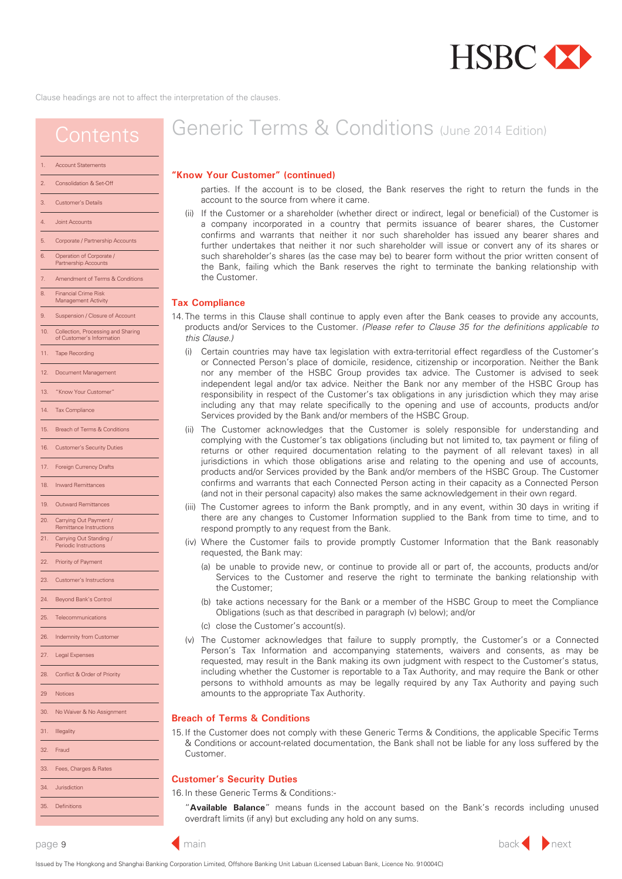Clause headings are not to affect the interpretation of the clauses.

# Generic Terms & Conditions (June 2014 Edition)

## Contents

1. Account Statements
2. Consolidation & Set-Off
3. Customer's Details
4. Joint Accounts
5. Corporate / Partnership Accounts
6. Operation of Corporate / Partnership Accounts
7. Amendment of Terms & Conditions
8. Financial Crime Risk Management Activity
9. Suspension / Closure of Account
10. Collection, Processing and Sharing of Customer's Information
11. Tape Recording
12. Document Management
13. "Know Your Customer"
14. Tax Compliance
15. Breach of Terms & Conditions
16. Customer's Security Duties
17. Foreign Currency Drafts
18. Inward Remittances
19. Outward Remittances
20. Carrying Out Payment / Remittance Instructions
21. Carrying Out Standing / Periodic Instructions
22. Priority of Payment
23. Customer's Instructions
24. Beyond Bank's Control
25. Telecommunications
26. Indemnity from Customer
27. Legal Expenses
28. Conflict & Order of Priority
29. Notices
30. No Waiver & No Assignment
31. Illegality
32. Fraud
33. Fees, Charges & Rates
34. Jurisdiction
35. Definitions

## "Know Your Customer" (continued)

parties. If the account is to be closed, the Bank reserves the right to return the funds in the account to the source from where it came.

(ii) If the Customer or a shareholder (whether direct or indirect, legal or beneficial) of the Customer is a company incorporated in a country that permits issuance of bearer shares, the Customer confirms and warrants that neither it nor such shareholder has issued any bearer shares and further undertakes that neither it nor such shareholder will issue or convert any of its shares or such shareholder's shares (as the case may be) to bearer form without the prior written consent of the Bank, failing which the Bank reserves the right to terminate the banking relationship with the Customer.

## Tax Compliance

14. The terms in this Clause shall continue to apply even after the Bank ceases to provide any accounts, products and/or Services to the Customer. *(Please refer to Clause 35 for the definitions applicable to this Clause.)*

(i) Certain countries may have tax legislation with extra-territorial effect regardless of the Customer's or Connected Person's place of domicile, residence, citizenship or incorporation. Neither the Bank nor any member of the HSBC Group provides tax advice. The Customer is advised to seek independent legal and/or tax advice. Neither the Bank nor any member of the HSBC Group has responsibility in respect of the Customer's tax obligations in any jurisdiction which they may arise including any that may relate specifically to the opening and use of accounts, products and/or Services provided by the Bank and/or members of the HSBC Group.

(ii) The Customer acknowledges that the Customer is solely responsible for understanding and complying with the Customer's tax obligations (including but not limited to, tax payment or filing of returns or other required documentation relating to the payment of all relevant taxes) in all jurisdictions in which those obligations arise and relating to the opening and use of accounts, products and/or Services provided by the Bank and/or members of the HSBC Group. The Customer confirms and warrants that each Connected Person acting in their capacity as a Connected Person (and not in their personal capacity) also makes the same acknowledgement in their own regard.

(iii) The Customer agrees to inform the Bank promptly, and in any event, within 30 days in writing if there are any changes to Customer Information supplied to the Bank from time to time, and to respond promptly to any request from the Bank.

(iv) Where the Customer fails to provide promptly Customer Information that the Bank reasonably requested, the Bank may:

(a) be unable to provide new, or continue to provide all or part of, the accounts, products and/or Services to the Customer and reserve the right to terminate the banking relationship with the Customer;

(b) take actions necessary for the Bank or a member of the HSBC Group to meet the Compliance Obligations (such as that described in paragraph (v) below); and/or

(c) close the Customer's account(s).

(v) The Customer acknowledges that failure to supply promptly, the Customer's or a Connected Person's Tax Information and accompanying statements, waivers and consents, as may be requested, may result in the Bank making its own judgment with respect to the Customer's status, including whether the Customer is reportable to a Tax Authority, and may require the Bank or other persons to withhold amounts as may be legally required by any Tax Authority and paying such amounts to the appropriate Tax Authority.

## Breach of Terms & Conditions

15. If the Customer does not comply with these Generic Terms & Conditions, the applicable Specific Terms & Conditions or account-related documentation, the Bank shall not be liable for any loss suffered by the Customer.

## Customer's Security Duties

16. In these Generic Terms & Conditions:-

"**Available Balance**" means funds in the account based on the Bank's records including unused overdraft limits (if any) but excluding any hold on any sums.

Issued by The Hongkong and Shanghai Banking Corporation Limited, Offshore Banking Unit Labuan (Licensed Labuan Bank, Licence No. 910004C)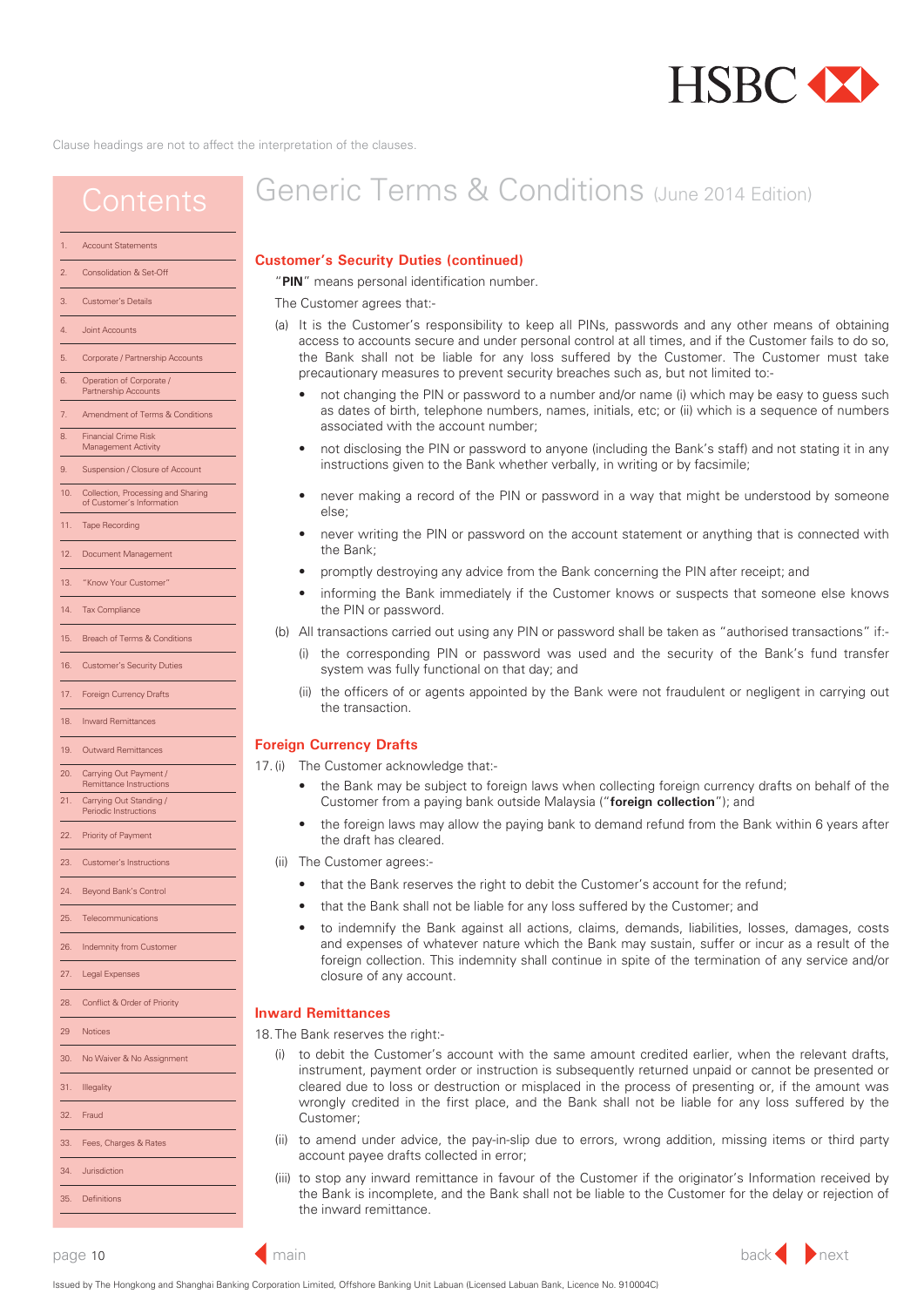Clause headings are not to affect the interpretation of the clauses.

# Generic Terms & Conditions (June 2014 Edition)

## Contents

1. Account Statements
2. Consolidation & Set-Off
3. Customer's Details
4. Joint Accounts
5. Corporate / Partnership Accounts
6. Operation of Corporate / Partnership Accounts
7. Amendment of Terms & Conditions
8. Financial Crime Risk Management Activity
9. Suspension / Closure of Account
10. Collection, Processing and Sharing of Customer's Information
11. Tape Recording
12. Document Management
13. "Know Your Customer"
14. Tax Compliance
15. Breach of Terms & Conditions
16. Customer's Security Duties
17. Foreign Currency Drafts
18. Inward Remittances
19. Outward Remittances
20. Carrying Out Payment / Remittance Instructions
21. Carrying Out Standing / Periodic Instructions
22. Priority of Payment
23. Customer's Instructions
24. Beyond Bank's Control
25. Telecommunications
26. Indemnity from Customer
27. Legal Expenses
28. Conflict & Order of Priority
29. Notices
30. No Waiver & No Assignment
31. Illegality
32. Fraud
33. Fees, Charges & Rates
34. Jurisdiction
35. Definitions

### Customer's Security Duties (continued)

"**PIN**" means personal identification number.

The Customer agrees that:-

(a) It is the Customer's responsibility to keep all PINs, passwords and any other means of obtaining access to accounts secure and under personal control at all times, and if the Customer fails to do so, the Bank shall not be liable for any loss suffered by the Customer. The Customer must take precautionary measures to prevent security breaches such as, but not limited to:-

- not changing the PIN or password to a number and/or name (i) which may be easy to guess such as dates of birth, telephone numbers, names, initials, etc; or (ii) which is a sequence of numbers associated with the account number;
- not disclosing the PIN or password to anyone (including the Bank's staff) and not stating it in any instructions given to the Bank whether verbally, in writing or by facsimile;
- never making a record of the PIN or password in a way that might be understood by someone else;
- never writing the PIN or password on the account statement or anything that is connected with the Bank;
- promptly destroying any advice from the Bank concerning the PIN after receipt; and
- informing the Bank immediately if the Customer knows or suspects that someone else knows the PIN or password.

(b) All transactions carried out using any PIN or password shall be taken as "authorised transactions" if:-

(i) the corresponding PIN or password was used and the security of the Bank's fund transfer system was fully functional on that day; and

(ii) the officers of or agents appointed by the Bank were not fraudulent or negligent in carrying out the transaction.

### Foreign Currency Drafts

17. (i) The Customer acknowledge that:-

- the Bank may be subject to foreign laws when collecting foreign currency drafts on behalf of the Customer from a paying bank outside Malaysia ("**foreign collection**"); and
- the foreign laws may allow the paying bank to demand refund from the Bank within 6 years after the draft has cleared.

(ii) The Customer agrees:-

- that the Bank reserves the right to debit the Customer's account for the refund;
- that the Bank shall not be liable for any loss suffered by the Customer; and
- to indemnify the Bank against all actions, claims, demands, liabilities, losses, damages, costs and expenses of whatever nature which the Bank may sustain, suffer or incur as a result of the foreign collection. This indemnity shall continue in spite of the termination of any service and/or closure of any account.

### Inward Remittances

18. The Bank reserves the right:-

(i) to debit the Customer's account with the same amount credited earlier, when the relevant drafts, instrument, payment order or instruction is subsequently returned unpaid or cannot be presented or cleared due to loss or destruction or misplaced in the process of presenting or, if the amount was wrongly credited in the first place, and the Bank shall not be liable for any loss suffered by the Customer;

(ii) to amend under advice, the pay-in-slip due to errors, wrong addition, missing items or third party account payee drafts collected in error;

(iii) to stop any inward remittance in favour of the Customer if the originator's Information received by the Bank is incomplete, and the Bank shall not be liable to the Customer for the delay or rejection of the inward remittance.

Issued by The Hongkong and Shanghai Banking Corporation Limited, Offshore Banking Unit Labuan (Licensed Labuan Bank, Licence No. 910004C)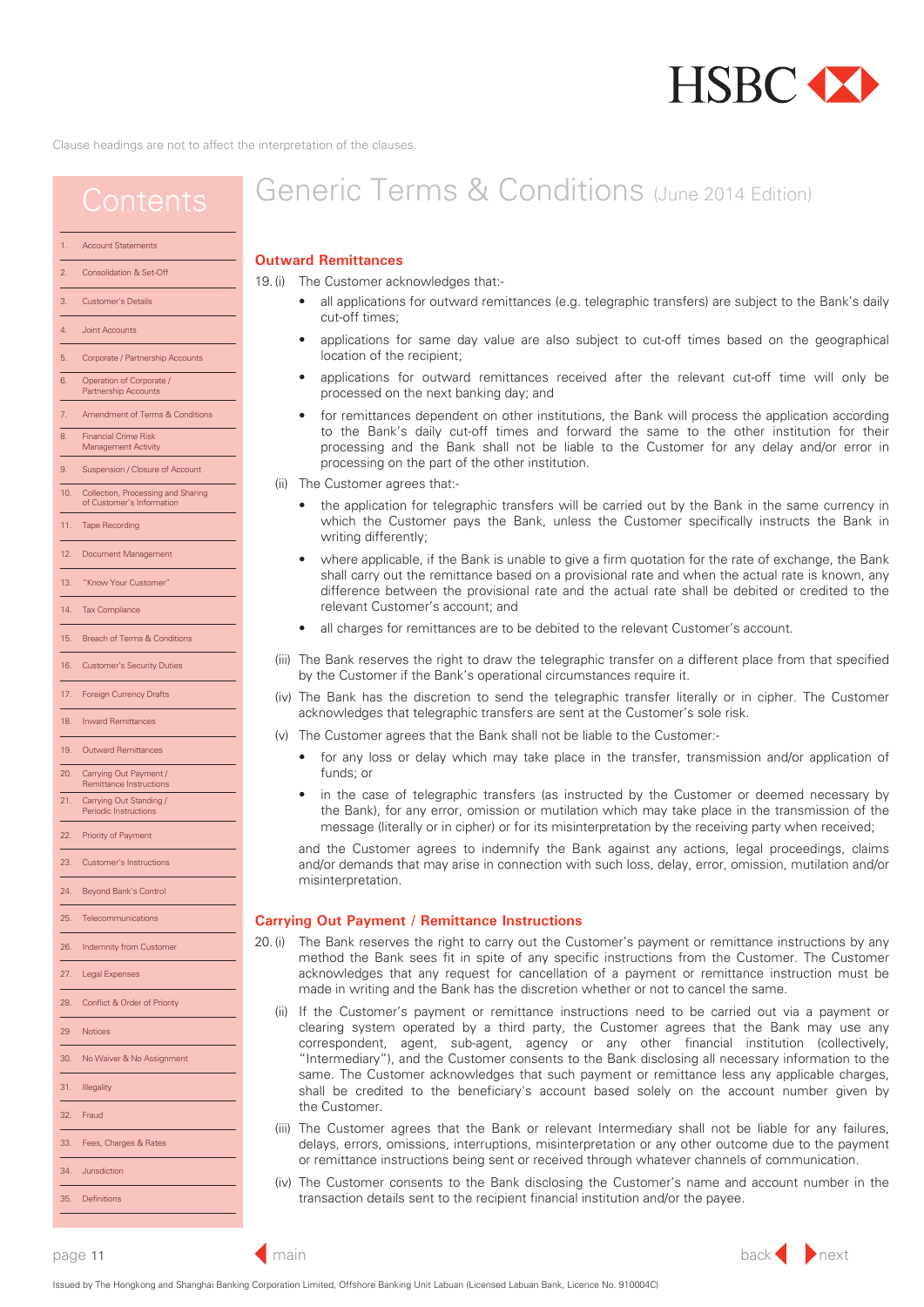Clause headings are not to affect the interpretation of the clauses.

## Contents

1. Account Statements
2. Consolidation & Set-Off
3. Customer's Details
4. Joint Accounts
5. Corporate / Partnership Accounts
6. Operation of Corporate / Partnership Accounts
7. Amendment of Terms & Conditions
8. Financial Crime Risk Management Activity
9. Suspension / Closure of Account
10. Collection, Processing and Sharing of Customer's Information
11. Tape Recording
12. Document Management
13. "Know Your Customer"
14. Tax Compliance
15. Breach of Terms & Conditions
16. Customer's Security Duties
17. Foreign Currency Drafts
18. Inward Remittances
19. Outward Remittances
20. Carrying Out Payment / Remittance Instructions
21. Carrying Out Standing / Periodic Instructions
22. Priority of Payment
23. Customer's Instructions
24. Beyond Bank's Control
25. Telecommunications
26. Indemnity from Customer
27. Legal Expenses
28. Conflict & Order of Priority
29. Notices
30. No Waiver & No Assignment
31. Illegality
32. Fraud
33. Fees, Charges & Rates
34. Jurisdiction
35. Definitions

# Generic Terms & Conditions (June 2014 Edition)

### Outward Remittances

19. (i) The Customer acknowledges that:-

- all applications for outward remittances (e.g. telegraphic transfers) are subject to the Bank's daily cut-off times;
- applications for same day value are also subject to cut-off times based on the geographical location of the recipient;
- applications for outward remittances received after the relevant cut-off time will only be processed on the next banking day; and
- for remittances dependent on other institutions, the Bank will process the application according to the Bank's daily cut-off times and forward the same to the other institution for their processing and the Bank shall not be liable to the Customer for any delay and/or error in processing on the part of the other institution.

(ii) The Customer agrees that:-

- the application for telegraphic transfers will be carried out by the Bank in the same currency in which the Customer pays the Bank, unless the Customer specifically instructs the Bank in writing differently;
- where applicable, if the Bank is unable to give a firm quotation for the rate of exchange, the Bank shall carry out the remittance based on a provisional rate and when the actual rate is known, any difference between the provisional rate and the actual rate shall be debited or credited to the relevant Customer's account; and
- all charges for remittances are to be debited to the relevant Customer's account.

(iii) The Bank reserves the right to draw the telegraphic transfer on a different place from that specified by the Customer if the Bank's operational circumstances require it.

(iv) The Bank has the discretion to send the telegraphic transfer literally or in cipher. The Customer acknowledges that telegraphic transfers are sent at the Customer's sole risk.

(v) The Customer agrees that the Bank shall not be liable to the Customer:-

- for any loss or delay which may take place in the transfer, transmission and/or application of funds; or
- in the case of telegraphic transfers (as instructed by the Customer or deemed necessary by the Bank), for any error, omission or mutilation which may take place in the transmission of the message (literally or in cipher) or for its misinterpretation by the receiving party when received;

and the Customer agrees to indemnify the Bank against any actions, legal proceedings, claims and/or demands that may arise in connection with such loss, delay, error, omission, mutilation and/or misinterpretation.

### Carrying Out Payment / Remittance Instructions

20. (i) The Bank reserves the right to carry out the Customer's payment or remittance instructions by any method the Bank sees fit in spite of any specific instructions from the Customer. The Customer acknowledges that any request for cancellation of a payment or remittance instruction must be made in writing and the Bank has the discretion whether or not to cancel the same.

(ii) If the Customer's payment or remittance instructions need to be carried out via a payment or clearing system operated by a third party, the Customer agrees that the Bank may use any correspondent, agent, sub-agent, agency or any other financial institution (collectively, "Intermediary"), and the Customer consents to the Bank disclosing all necessary information to the same. The Customer acknowledges that such payment or remittance less any applicable charges, shall be credited to the beneficiary's account based solely on the account number given by the Customer.

(iii) The Customer agrees that the Bank or relevant Intermediary shall not be liable for any failures, delays, errors, omissions, interruptions, misinterpretation or any other outcome due to the payment or remittance instructions being sent or received through whatever channels of communication.

(iv) The Customer consents to the Bank disclosing the Customer's name and account number in the transaction details sent to the recipient financial institution and/or the payee.

Issued by The Hongkong and Shanghai Banking Corporation Limited, Offshore Banking Unit Labuan (Licensed Labuan Bank, Licence No. 910004C)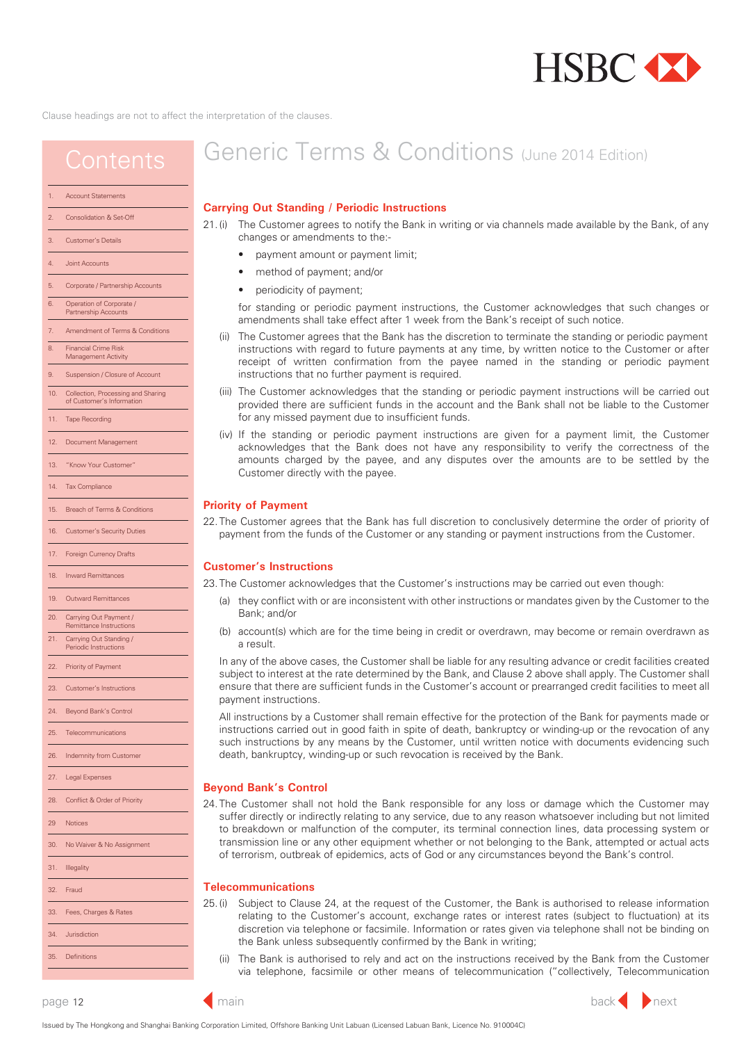Clause headings are not to affect the interpretation of the clauses.

# Contents

1. Account Statements
2. Consolidation & Set-Off
3. Customer's Details
4. Joint Accounts
5. Corporate / Partnership Accounts
6. Operation of Corporate / Partnership Accounts
7. Amendment of Terms & Conditions
8. Financial Crime Risk Management Activity
9. Suspension / Closure of Account
10. Collection, Processing and Sharing of Customer's Information
11. Tape Recording
12. Document Management
13. "Know Your Customer"
14. Tax Compliance
15. Breach of Terms & Conditions
16. Customer's Security Duties
17. Foreign Currency Drafts
18. Inward Remittances
19. Outward Remittances
20. Carrying Out Payment / Remittance Instructions
21. Carrying Out Standing / Periodic Instructions
22. Priority of Payment
23. Customer's Instructions
24. Beyond Bank's Control
25. Telecommunications
26. Indemnity from Customer
27. Legal Expenses
28. Conflict & Order of Priority
29. Notices
30. No Waiver & No Assignment
31. Illegality
32. Fraud
33. Fees, Charges & Rates
34. Jurisdiction
35. Definitions

# Generic Terms & Conditions (June 2014 Edition)

## Carrying Out Standing / Periodic Instructions

21. (i) The Customer agrees to notify the Bank in writing or via channels made available by the Bank, of any changes or amendments to the:-

- payment amount or payment limit;
- method of payment; and/or
- periodicity of payment;

for standing or periodic payment instructions, the Customer acknowledges that such changes or amendments shall take effect after 1 week from the Bank's receipt of such notice.

(ii) The Customer agrees that the Bank has the discretion to terminate the standing or periodic payment instructions with regard to future payments at any time, by written notice to the Customer or after receipt of written confirmation from the payee named in the standing or periodic payment instructions that no further payment is required.

(iii) The Customer acknowledges that the standing or periodic payment instructions will be carried out provided there are sufficient funds in the account and the Bank shall not be liable to the Customer for any missed payment due to insufficient funds.

(iv) If the standing or periodic payment instructions are given for a payment limit, the Customer acknowledges that the Bank does not have any responsibility to verify the correctness of the amounts charged by the payee, and any disputes over the amounts are to be settled by the Customer directly with the payee.

## Priority of Payment

22. The Customer agrees that the Bank has full discretion to conclusively determine the order of priority of payment from the funds of the Customer or any standing or payment instructions from the Customer.

## Customer's Instructions

23. The Customer acknowledges that the Customer's instructions may be carried out even though:

(a) they conflict with or are inconsistent with other instructions or mandates given by the Customer to the Bank; and/or

(b) account(s) which are for the time being in credit or overdrawn, may become or remain overdrawn as a result.

In any of the above cases, the Customer shall be liable for any resulting advance or credit facilities created subject to interest at the rate determined by the Bank, and Clause 2 above shall apply. The Customer shall ensure that there are sufficient funds in the Customer's account or prearranged credit facilities to meet all payment instructions.

All instructions by a Customer shall remain effective for the protection of the Bank for payments made or instructions carried out in good faith in spite of death, bankruptcy or winding-up or the revocation of any such instructions by any means by the Customer, until written notice with documents evidencing such death, bankruptcy, winding-up or such revocation is received by the Bank.

## Beyond Bank's Control

24. The Customer shall not hold the Bank responsible for any loss or damage which the Customer may suffer directly or indirectly relating to any service, due to any reason whatsoever including but not limited to breakdown or malfunction of the computer, its terminal connection lines, data processing system or transmission line or any other equipment whether or not belonging to the Bank, attempted or actual acts of terrorism, outbreak of epidemics, acts of God or any circumstances beyond the Bank's control.

## Telecommunications

25. (i) Subject to Clause 24, at the request of the Customer, the Bank is authorised to release information relating to the Customer's account, exchange rates or interest rates (subject to fluctuation) at its discretion via telephone or facsimile. Information or rates given via telephone shall not be binding on the Bank unless subsequently confirmed by the Bank in writing;

(ii) The Bank is authorised to rely and act on the instructions received by the Bank from the Customer via telephone, facsimile or other means of telecommunication ("collectively, Telecommunication

Issued by The Hongkong and Shanghai Banking Corporation Limited, Offshore Banking Unit Labuan (Licensed Labuan Bank, Licence No. 910004C)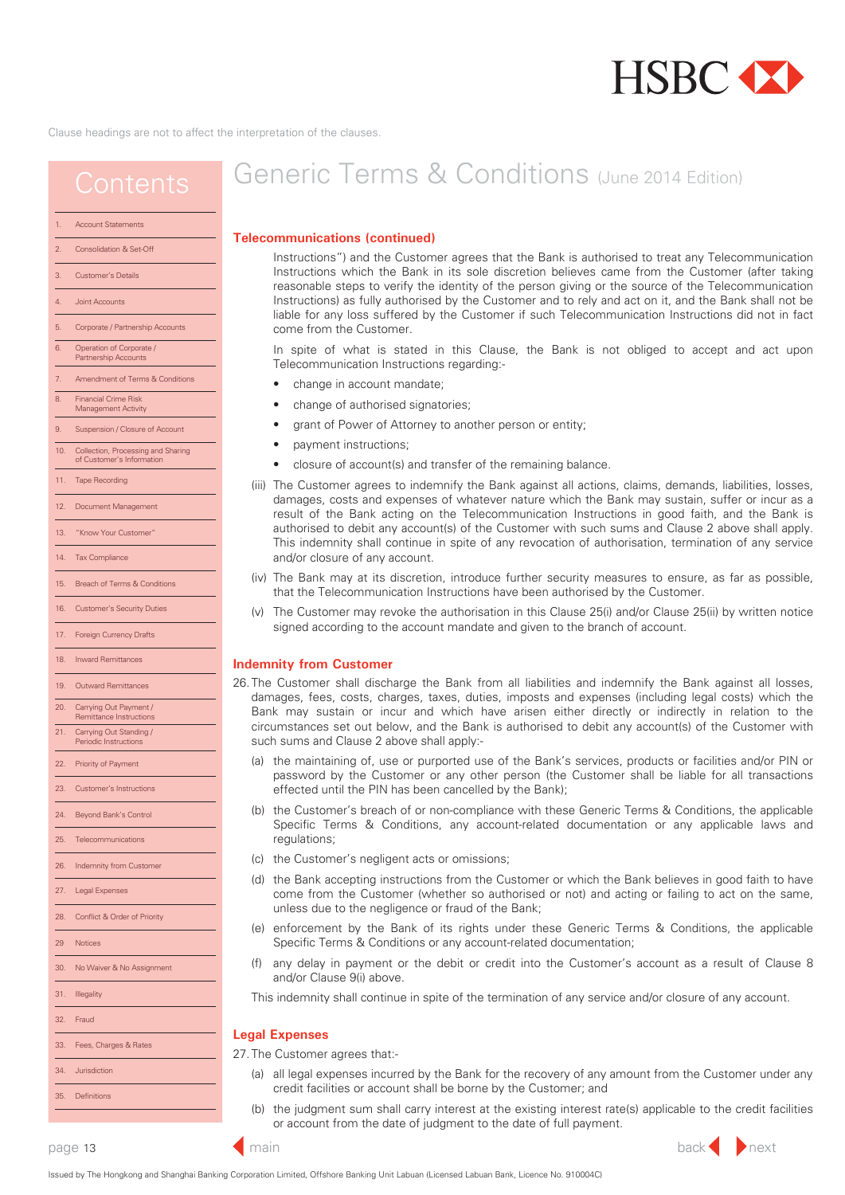Clause headings are not to affect the interpretation of the clauses.

# Generic Terms & Conditions (June 2014 Edition)

## Contents

1. Account Statements
2. Consolidation & Set-Off
3. Customer's Details
4. Joint Accounts
5. Corporate / Partnership Accounts
6. Operation of Corporate / Partnership Accounts
7. Amendment of Terms & Conditions
8. Financial Crime Risk Management Activity
9. Suspension / Closure of Account
10. Collection, Processing and Sharing of Customer's Information
11. Tape Recording
12. Document Management
13. "Know Your Customer"
14. Tax Compliance
15. Breach of Terms & Conditions
16. Customer's Security Duties
17. Foreign Currency Drafts
18. Inward Remittances
19. Outward Remittances
20. Carrying Out Payment / Remittance Instructions
21. Carrying Out Standing / Periodic Instructions
22. Priority of Payment
23. Customer's Instructions
24. Beyond Bank's Control
25. Telecommunications
26. Indemnity from Customer
27. Legal Expenses
28. Conflict & Order of Priority
29. Notices
30. No Waiver & No Assignment
31. Illegality
32. Fraud
33. Fees, Charges & Rates
34. Jurisdiction
35. Definitions

### Telecommunications (continued)

Instructions") and the Customer agrees that the Bank is authorised to treat any Telecommunication Instructions which the Bank in its sole discretion believes came from the Customer (after taking reasonable steps to verify the identity of the person giving or the source of the Telecommunication Instructions) as fully authorised by the Customer and to rely and act on it, and the Bank shall not be liable for any loss suffered by the Customer if such Telecommunication Instructions did not in fact come from the Customer.

In spite of what is stated in this Clause, the Bank is not obliged to accept and act upon Telecommunication Instructions regarding:-

- change in account mandate;
- change of authorised signatories;
- grant of Power of Attorney to another person or entity;
- payment instructions;
- closure of account(s) and transfer of the remaining balance.

(iii) The Customer agrees to indemnify the Bank against all actions, claims, demands, liabilities, losses, damages, costs and expenses of whatever nature which the Bank may sustain, suffer or incur as a result of the Bank acting on the Telecommunication Instructions in good faith, and the Bank is authorised to debit any account(s) of the Customer with such sums and Clause 2 above shall apply. This indemnity shall continue in spite of any revocation of authorisation, termination of any service and/or closure of any account.

(iv) The Bank may at its discretion, introduce further security measures to ensure, as far as possible, that the Telecommunication Instructions have been authorised by the Customer.

(v) The Customer may revoke the authorisation in this Clause 25(i) and/or Clause 25(ii) by written notice signed according to the account mandate and given to the branch of account.

### Indemnity from Customer

26. The Customer shall discharge the Bank from all liabilities and indemnify the Bank against all losses, damages, fees, costs, charges, taxes, duties, imposts and expenses (including legal costs) which the Bank may sustain or incur and which have arisen either directly or indirectly in relation to the circumstances set out below, and the Bank is authorised to debit any account(s) of the Customer with such sums and Clause 2 above shall apply:-

(a) the maintaining of, use or purported use of the Bank's services, products or facilities and/or PIN or password by the Customer or any other person (the Customer shall be liable for all transactions effected until the PIN has been cancelled by the Bank);

(b) the Customer's breach of or non-compliance with these Generic Terms & Conditions, the applicable Specific Terms & Conditions, any account-related documentation or any applicable laws and regulations;

(c) the Customer's negligent acts or omissions;

(d) the Bank accepting instructions from the Customer or which the Bank believes in good faith to have come from the Customer (whether so authorised or not) and acting or failing to act on the same, unless due to the negligence or fraud of the Bank;

(e) enforcement by the Bank of its rights under these Generic Terms & Conditions, the applicable Specific Terms & Conditions or any account-related documentation;

(f) any delay in payment or the debit or credit into the Customer's account as a result of Clause 8 and/or Clause 9(i) above.

This indemnity shall continue in spite of the termination of any service and/or closure of any account.

### Legal Expenses

27. The Customer agrees that:-

(a) all legal expenses incurred by the Bank for the recovery of any amount from the Customer under any credit facilities or account shall be borne by the Customer; and

(b) the judgment sum shall carry interest at the existing interest rate(s) applicable to the credit facilities or account from the date of judgment to the date of full payment.

Issued by The Hongkong and Shanghai Banking Corporation Limited, Offshore Banking Unit Labuan (Licensed Labuan Bank, Licence No. 910004C)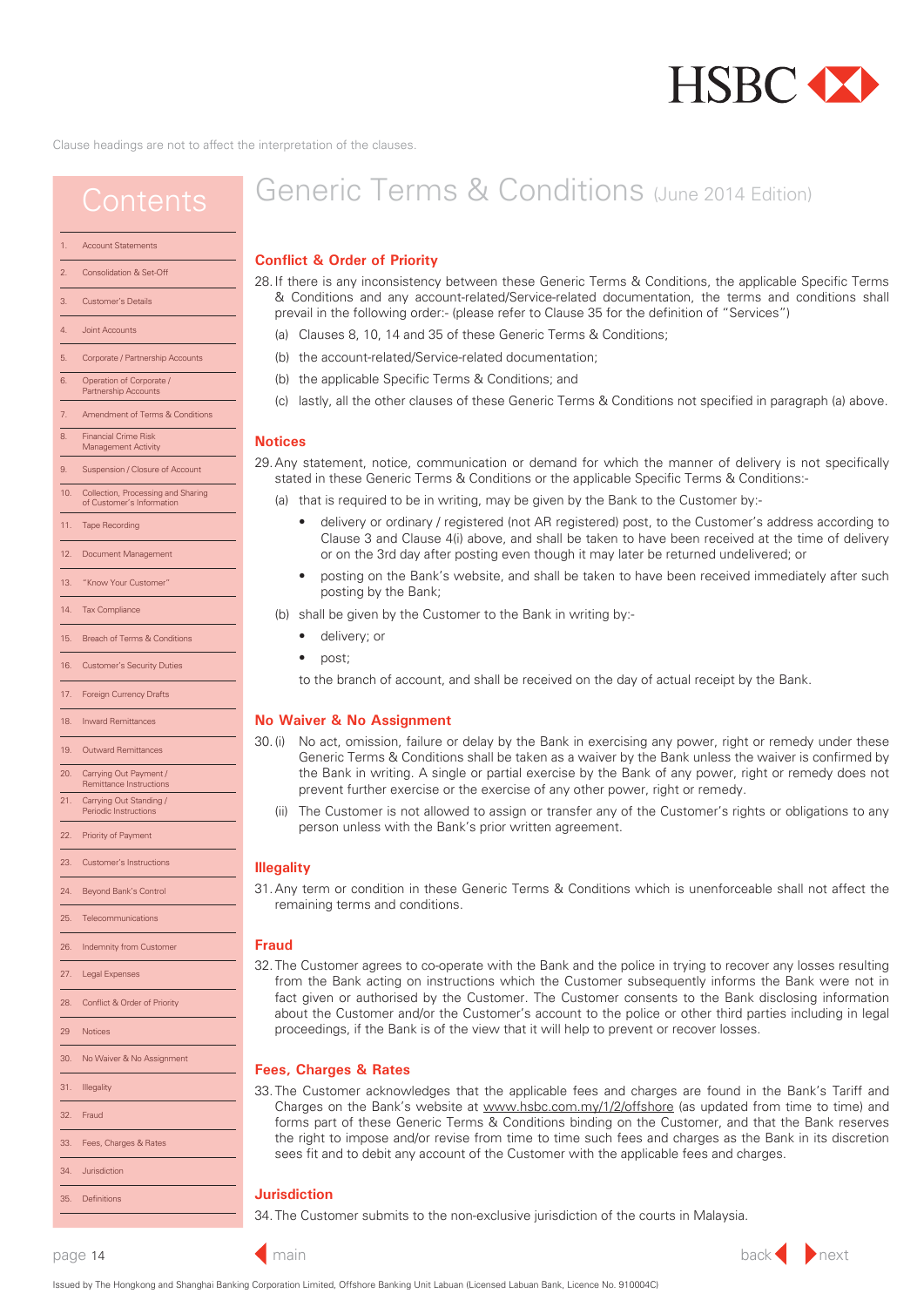Clause headings are not to affect the interpretation of the clauses.

## Contents

1. Account Statements
2. Consolidation & Set-Off
3. Customer's Details
4. Joint Accounts
5. Corporate / Partnership Accounts
6. Operation of Corporate / Partnership Accounts
7. Amendment of Terms & Conditions
8. Financial Crime Risk Management Activity
9. Suspension / Closure of Account
10. Collection, Processing and Sharing of Customer's Information
11. Tape Recording
12. Document Management
13. "Know Your Customer"
14. Tax Compliance
15. Breach of Terms & Conditions
16. Customer's Security Duties
17. Foreign Currency Drafts
18. Inward Remittances
19. Outward Remittances
20. Carrying Out Payment / Remittance Instructions
21. Carrying Out Standing / Periodic Instructions
22. Priority of Payment
23. Customer's Instructions
24. Beyond Bank's Control
25. Telecommunications
26. Indemnity from Customer
27. Legal Expenses
28. Conflict & Order of Priority
29. Notices
30. No Waiver & No Assignment
31. Illegality
32. Fraud
33. Fees, Charges & Rates
34. Jurisdiction
35. Definitions

# Generic Terms & Conditions (June 2014 Edition)

### Conflict & Order of Priority

28. If there is any inconsistency between these Generic Terms & Conditions, the applicable Specific Terms & Conditions and any account-related/Service-related documentation, the terms and conditions shall prevail in the following order:- (please refer to Clause 35 for the definition of "Services")
    (a) Clauses 8, 10, 14 and 35 of these Generic Terms & Conditions;
    (b) the account-related/Service-related documentation;
    (b) the applicable Specific Terms & Conditions; and
    (c) lastly, all the other clauses of these Generic Terms & Conditions not specified in paragraph (a) above.

### Notices

29. Any statement, notice, communication or demand for which the manner of delivery is not specifically stated in these Generic Terms & Conditions or the applicable Specific Terms & Conditions:-
    (a) that is required to be in writing, may be given by the Bank to the Customer by:-
    - delivery or ordinary / registered (not AR registered) post, to the Customer's address according to Clause 3 and Clause 4(i) above, and shall be taken to have been received at the time of delivery or on the 3rd day after posting even though it may later be returned undelivered; or
    - posting on the Bank's website, and shall be taken to have been received immediately after such posting by the Bank;

    (b) shall be given by the Customer to the Bank in writing by:-
    - delivery; or
    - post;

    to the branch of account, and shall be received on the day of actual receipt by the Bank.

### No Waiver & No Assignment

30. (i) No act, omission, failure or delay by the Bank in exercising any power, right or remedy under these Generic Terms & Conditions shall be taken as a waiver by the Bank unless the waiver is confirmed by the Bank in writing. A single or partial exercise by the Bank of any power, right or remedy does not prevent further exercise or the exercise of any other power, right or remedy.
    (ii) The Customer is not allowed to assign or transfer any of the Customer's rights or obligations to any person unless with the Bank's prior written agreement.

### Illegality

31. Any term or condition in these Generic Terms & Conditions which is unenforceable shall not affect the remaining terms and conditions.

### Fraud

32. The Customer agrees to co-operate with the Bank and the police in trying to recover any losses resulting from the Bank acting on instructions which the Customer subsequently informs the Bank were not in fact given or authorised by the Customer. The Customer consents to the Bank disclosing information about the Customer and/or the Customer's account to the police or other third parties including in legal proceedings, if the Bank is of the view that it will help to prevent or recover losses.

### Fees, Charges & Rates

33. The Customer acknowledges that the applicable fees and charges are found in the Bank's Tariff and Charges on the Bank's website at www.hsbc.com.my/1/2/offshore (as updated from time to time) and forms part of these Generic Terms & Conditions binding on the Customer, and that the Bank reserves the right to impose and/or revise from time to time such fees and charges as the Bank in its discretion sees fit and to debit any account of the Customer with the applicable fees and charges.

### Jurisdiction

34. The Customer submits to the non-exclusive jurisdiction of the courts in Malaysia.

Issued by The Hongkong and Shanghai Banking Corporation Limited, Offshore Banking Unit Labuan (Licensed Labuan Bank, Licence No. 910004C)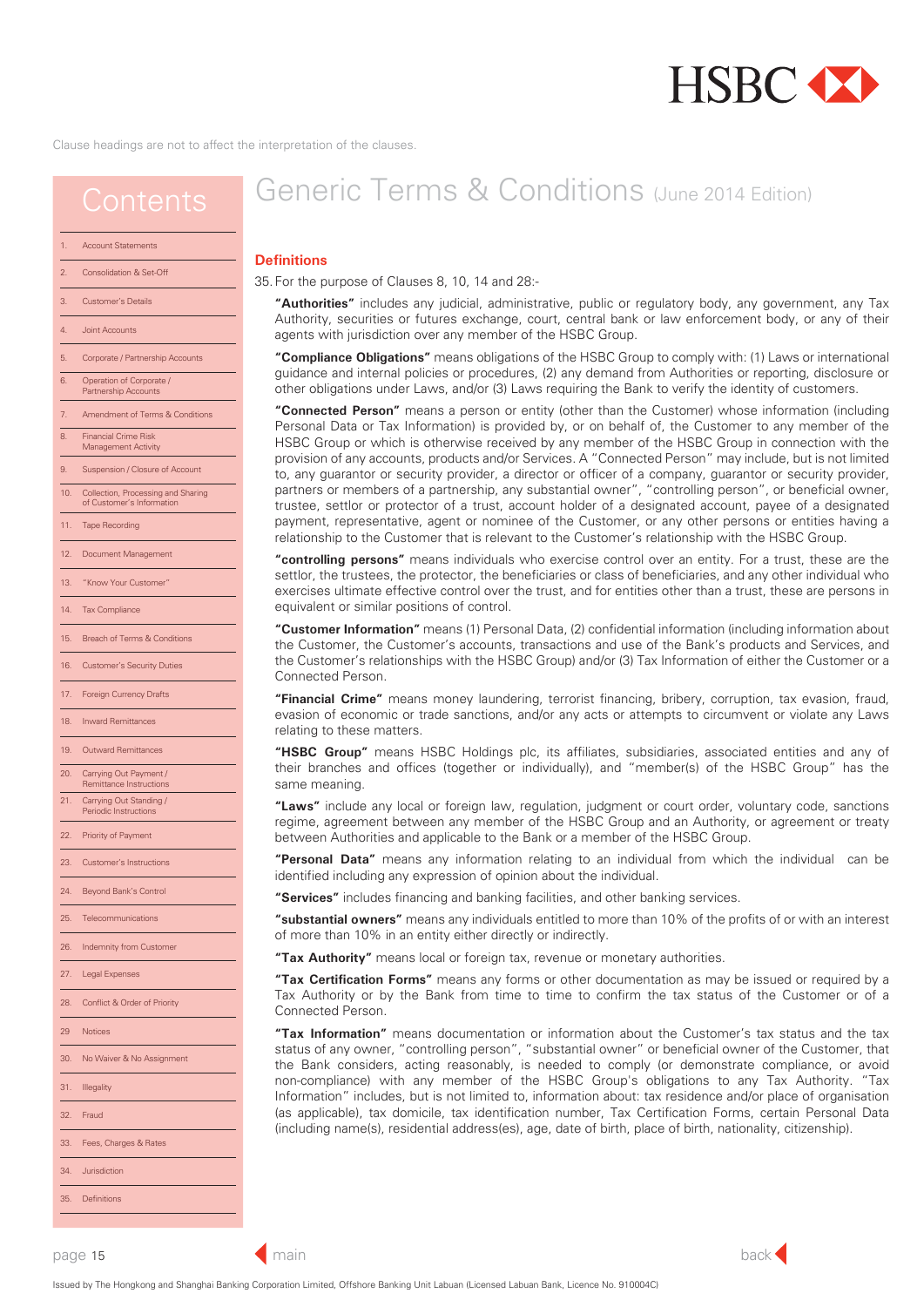Clause headings are not to affect the interpretation of the clauses.

# Contents

1. Account Statements
2. Consolidation & Set-Off
3. Customer's Details
4. Joint Accounts
5. Corporate / Partnership Accounts
6. Operation of Corporate / Partnership Accounts
7. Amendment of Terms & Conditions
8. Financial Crime Risk Management Activity
9. Suspension / Closure of Account
10. Collection, Processing and Sharing of Customer's Information
11. Tape Recording
12. Document Management
13. "Know Your Customer"
14. Tax Compliance
15. Breach of Terms & Conditions
16. Customer's Security Duties
17. Foreign Currency Drafts
18. Inward Remittances
19. Outward Remittances
20. Carrying Out Payment / Remittance Instructions
21. Carrying Out Standing / Periodic Instructions
22. Priority of Payment
23. Customer's Instructions
24. Beyond Bank's Control
25. Telecommunications
26. Indemnity from Customer
27. Legal Expenses
28. Conflict & Order of Priority
29. Notices
30. No Waiver & No Assignment
31. Illegality
32. Fraud
33. Fees, Charges & Rates
34. Jurisdiction
35. Definitions

# Generic Terms & Conditions (June 2014 Edition)

## Definitions

35. For the purpose of Clauses 8, 10, 14 and 28:-

**"Authorities"** includes any judicial, administrative, public or regulatory body, any government, any Tax Authority, securities or futures exchange, court, central bank or law enforcement body, or any of their agents with jurisdiction over any member of the HSBC Group.

**"Compliance Obligations"** means obligations of the HSBC Group to comply with: (1) Laws or international guidance and internal policies or procedures, (2) any demand from Authorities or reporting, disclosure or other obligations under Laws, and/or (3) Laws requiring the Bank to verify the identity of customers.

**"Connected Person"** means a person or entity (other than the Customer) whose information (including Personal Data or Tax Information) is provided by, or on behalf of, the Customer to any member of the HSBC Group or which is otherwise received by any member of the HSBC Group in connection with the provision of any accounts, products and/or Services. A "Connected Person" may include, but is not limited to, any guarantor or security provider, a director or officer of a company, guarantor or security provider, partners or members of a partnership, any substantial owner", "controlling person", or beneficial owner, trustee, settlor or protector of a trust, account holder of a designated account, payee of a designated payment, representative, agent or nominee of the Customer, or any other persons or entities having a relationship to the Customer that is relevant to the Customer's relationship with the HSBC Group.

**"controlling persons"** means individuals who exercise control over an entity. For a trust, these are the settlor, the trustees, the protector, the beneficiaries or class of beneficiaries, and any other individual who exercises ultimate effective control over the trust, and for entities other than a trust, these are persons in equivalent or similar positions of control.

**"Customer Information"** means (1) Personal Data, (2) confidential information (including information about the Customer, the Customer's accounts, transactions and use of the Bank's products and Services, and the Customer's relationships with the HSBC Group) and/or (3) Tax Information of either the Customer or a Connected Person.

**"Financial Crime"** means money laundering, terrorist financing, bribery, corruption, tax evasion, fraud, evasion of economic or trade sanctions, and/or any acts or attempts to circumvent or violate any Laws relating to these matters.

**"HSBC Group"** means HSBC Holdings plc, its affiliates, subsidiaries, associated entities and any of their branches and offices (together or individually), and "member(s) of the HSBC Group" has the same meaning.

**"Laws"** include any local or foreign law, regulation, judgment or court order, voluntary code, sanctions regime, agreement between any member of the HSBC Group and an Authority, or agreement or treaty between Authorities and applicable to the Bank or a member of the HSBC Group.

**"Personal Data"** means any information relating to an individual from which the individual can be identified including any expression of opinion about the individual.

**"Services"** includes financing and banking facilities, and other banking services.

**"substantial owners"** means any individuals entitled to more than 10% of the profits of or with an interest of more than 10% in an entity either directly or indirectly.

**"Tax Authority"** means local or foreign tax, revenue or monetary authorities.

**"Tax Certification Forms"** means any forms or other documentation as may be issued or required by a Tax Authority or by the Bank from time to time to confirm the tax status of the Customer or of a Connected Person.

**"Tax Information"** means documentation or information about the Customer's tax status and the tax status of any owner, "controlling person", "substantial owner" or beneficial owner of the Customer, that the Bank considers, acting reasonably, is needed to comply (or demonstrate compliance, or avoid non-compliance) with any member of the HSBC Group's obligations to any Tax Authority. "Tax Information" includes, but is not limited to, information about: tax residence and/or place of organisation (as applicable), tax domicile, tax identification number, Tax Certification Forms, certain Personal Data (including name(s), residential address(es), age, date of birth, place of birth, nationality, citizenship).

Issued by The Hongkong and Shanghai Banking Corporation Limited, Offshore Banking Unit Labuan (Licensed Labuan Bank, Licence No. 910004C)